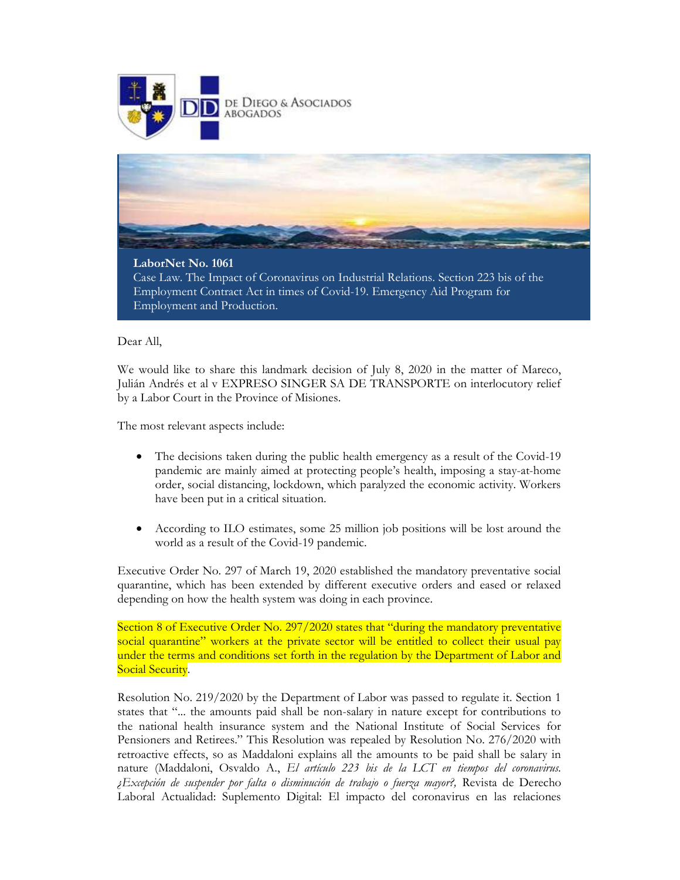DE DIEGO & ASOCIADOS ABOGADOS

**LaborNet No. 1061**

Case Law. The Impact of Coronavirus on Industrial Relations. Section 223 bis of the Employment Contract Act in times of Covid-19. Emergency Aid Program for Employment and Production.

Dear All,

We would like to share this landmark decision of July 8, 2020 in the matter of Mareco, Julián Andrés et al v EXPRESO SINGER SA DE TRANSPORTE on interlocutory relief by a Labor Court in the Province of Misiones.

The most relevant aspects include:

- The decisions taken during the public health emergency as a result of the Covid-19 pandemic are mainly aimed at protecting people's health, imposing a stay-at-home order, social distancing, lockdown, which paralyzed the economic activity. Workers have been put in a critical situation.
- According to ILO estimates, some 25 million job positions will be lost around the world as a result of the Covid-19 pandemic.

Executive Order No. 297 of March 19, 2020 established the mandatory preventative social quarantine, which has been extended by different executive orders and eased or relaxed depending on how the health system was doing in each province.

Section 8 of Executive Order No. 297/2020 states that "during the mandatory preventative social quarantine" workers at the private sector will be entitled to collect their usual pay under the terms and conditions set forth in the regulation by the Department of Labor and Social Security.

Resolution No. 219/2020 by the Department of Labor was passed to regulate it. Section 1 states that "... the amounts paid shall be non-salary in nature except for contributions to the national health insurance system and the National Institute of Social Services for Pensioners and Retirees." This Resolution was repealed by Resolution No. 276/2020 with retroactive effects, so as Maddaloni explains all the amounts to be paid shall be salary in nature (Maddaloni, Osvaldo A., *El artículo 223 bis de la LCT en tiempos del coronavirus. ¿Excepción de suspender por falta o disminución de trabajo o fuerza mayor?*, Revista de Derecho Laboral Actualidad: Suplemento Digital: El impacto del coronavirus en las relaciones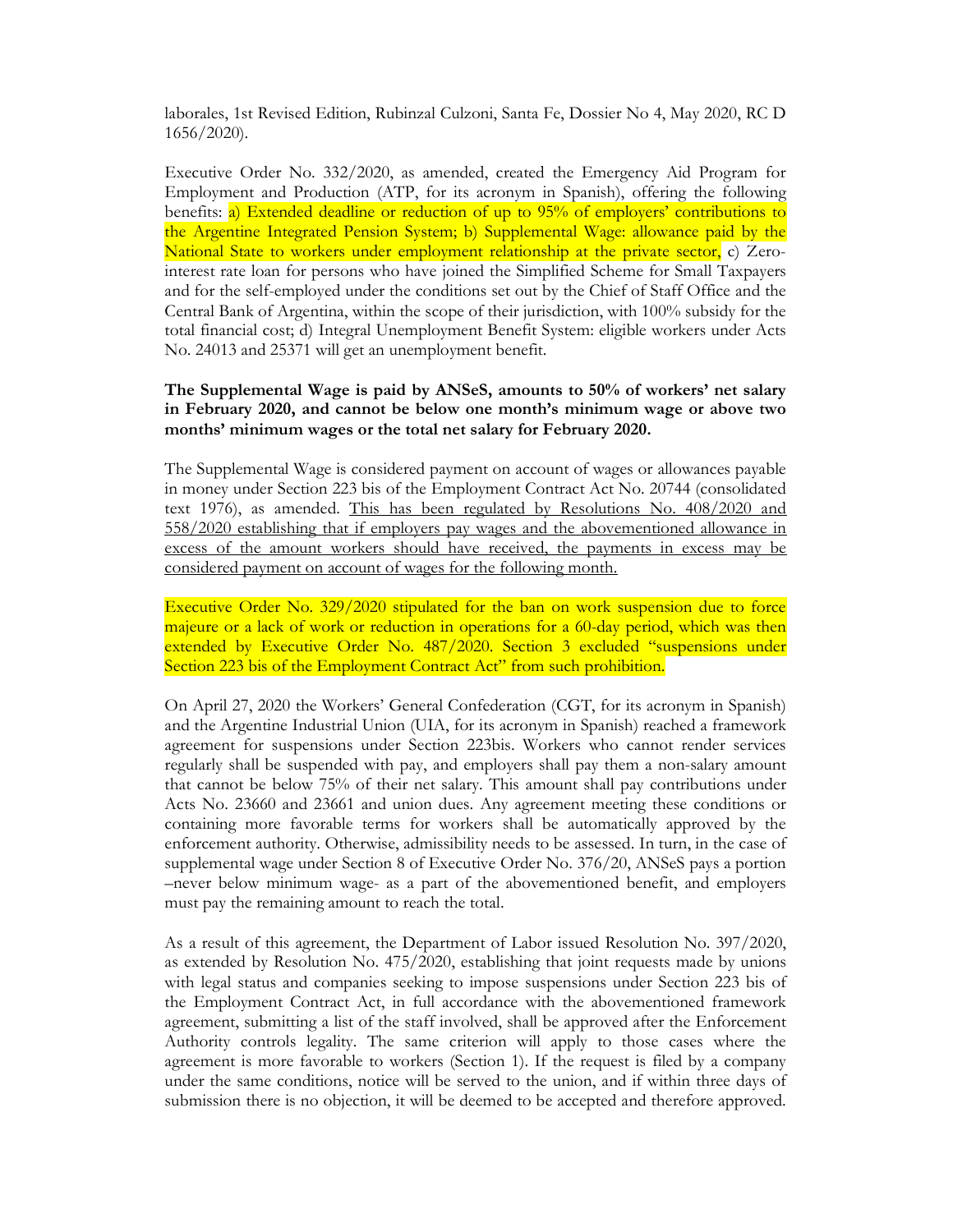laborales, 1st Revised Edition, Rubinzal Culzoni, Santa Fe, Dossier No 4, May 2020, RC D 1656/2020).

Executive Order No. 332/2020, as amended, created the Emergency Aid Program for Employment and Production (ATP, for its acronym in Spanish), offering the following benefits: a) Extended deadline or reduction of up to 95% of employers' contributions to the Argentine Integrated Pension System; b) Supplemental Wage: allowance paid by the National State to workers under employment relationship at the private sector, c) Zero-interest rate loan for persons who have joined the Simplified Scheme for Small Taxpayers and for the self-employed under the conditions set out by the Chief of Staff Office and the Central Bank of Argentina, within the scope of their jurisdiction, with 100% subsidy for the total financial cost; d) Integral Unemployment Benefit System: eligible workers under Acts No. 24013 and 25371 will get an unemployment benefit.

**The Supplemental Wage is paid by ANSeS, amounts to 50% of workers' net salary in February 2020, and cannot be below one month's minimum wage or above two months' minimum wages or the total net salary for February 2020.**

The Supplemental Wage is considered payment on account of wages or allowances payable in money under Section 223 bis of the Employment Contract Act No. 20744 (consolidated text 1976), as amended. This has been regulated by Resolutions No. 408/2020 and 558/2020 establishing that if employers pay wages and the abovementioned allowance in excess of the amount workers should have received, the payments in excess may be considered payment on account of wages for the following month.

Executive Order No. 329/2020 stipulated for the ban on work suspension due to force majeure or a lack of work or reduction in operations for a 60-day period, which was then extended by Executive Order No. 487/2020. Section 3 excluded "suspensions under Section 223 bis of the Employment Contract Act" from such prohibition.

On April 27, 2020 the Workers' General Confederation (CGT, for its acronym in Spanish) and the Argentine Industrial Union (UIA, for its acronym in Spanish) reached a framework agreement for suspensions under Section 223bis. Workers who cannot render services regularly shall be suspended with pay, and employers shall pay them a non-salary amount that cannot be below 75% of their net salary. This amount shall pay contributions under Acts No. 23660 and 23661 and union dues. Any agreement meeting these conditions or containing more favorable terms for workers shall be automatically approved by the enforcement authority. Otherwise, admissibility needs to be assessed. In turn, in the case of supplemental wage under Section 8 of Executive Order No. 376/20, ANSeS pays a portion –never below minimum wage- as a part of the abovementioned benefit, and employers must pay the remaining amount to reach the total.

As a result of this agreement, the Department of Labor issued Resolution No. 397/2020, as extended by Resolution No. 475/2020, establishing that joint requests made by unions with legal status and companies seeking to impose suspensions under Section 223 bis of the Employment Contract Act, in full accordance with the abovementioned framework agreement, submitting a list of the staff involved, shall be approved after the Enforcement Authority controls legality. The same criterion will apply to those cases where the agreement is more favorable to workers (Section 1). If the request is filed by a company under the same conditions, notice will be served to the union, and if within three days of submission there is no objection, it will be deemed to be accepted and therefore approved.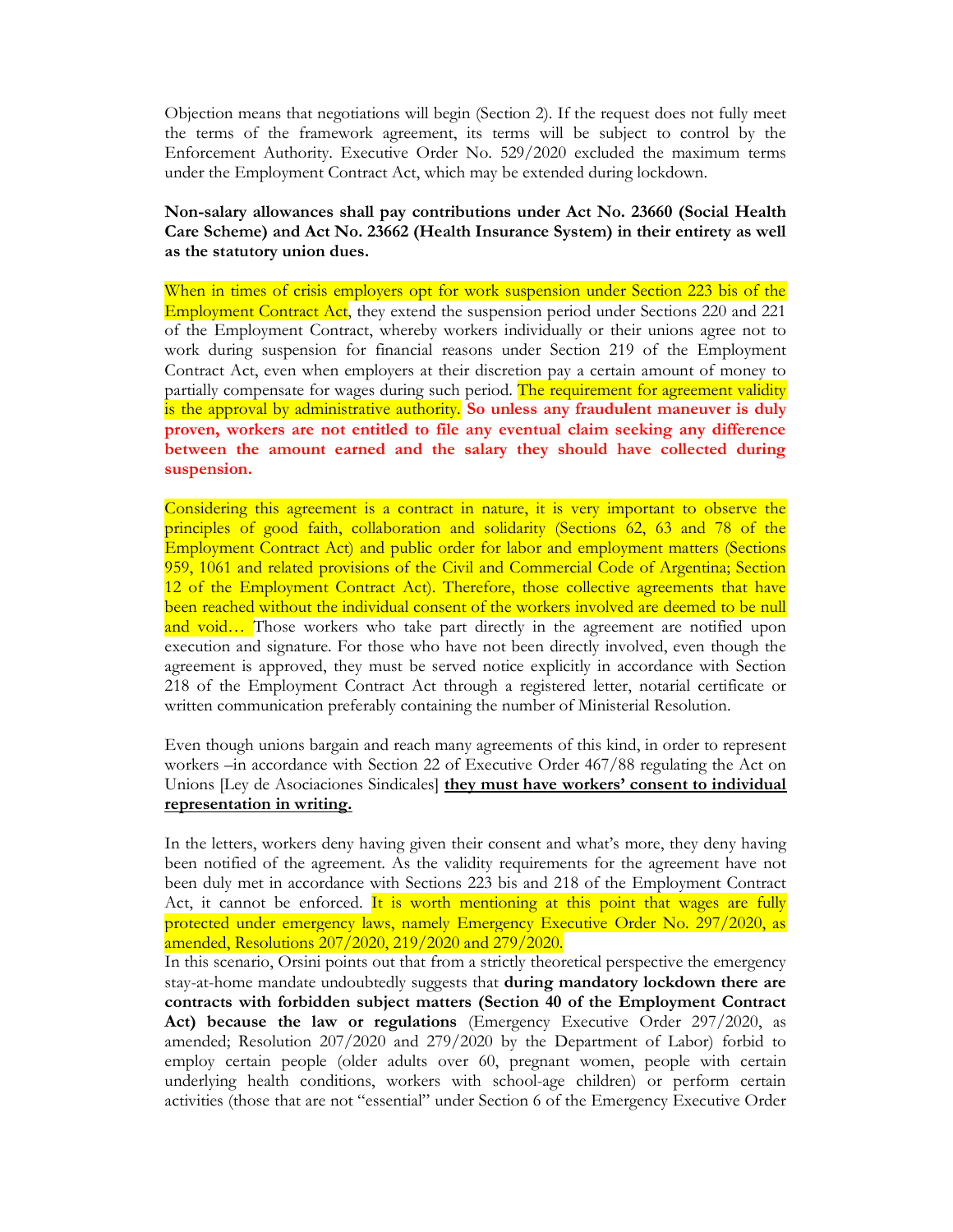Objection means that negotiations will begin (Section 2). If the request does not fully meet the terms of the framework agreement, its terms will be subject to control by the Enforcement Authority. Executive Order No. 529/2020 excluded the maximum terms under the Employment Contract Act, which may be extended during lockdown.

**Non-salary allowances shall pay contributions under Act No. 23660 (Social Health Care Scheme) and Act No. 23662 (Health Insurance System) in their entirety as well as the statutory union dues.**

When in times of crisis employers opt for work suspension under Section 223 bis of the Employment Contract Act, they extend the suspension period under Sections 220 and 221 of the Employment Contract, whereby workers individually or their unions agree not to work during suspension for financial reasons under Section 219 of the Employment Contract Act, even when employers at their discretion pay a certain amount of money to partially compensate for wages during such period. The requirement for agreement validity is the approval by administrative authority. **So unless any fraudulent maneuver is duly proven, workers are not entitled to file any eventual claim seeking any difference between the amount earned and the salary they should have collected during suspension.**

Considering this agreement is a contract in nature, it is very important to observe the principles of good faith, collaboration and solidarity (Sections 62, 63 and 78 of the Employment Contract Act) and public order for labor and employment matters (Sections 959, 1061 and related provisions of the Civil and Commercial Code of Argentina; Section 12 of the Employment Contract Act). Therefore, those collective agreements that have been reached without the individual consent of the workers involved are deemed to be null and void… Those workers who take part directly in the agreement are notified upon execution and signature. For those who have not been directly involved, even though the agreement is approved, they must be served notice explicitly in accordance with Section 218 of the Employment Contract Act through a registered letter, notarial certificate or written communication preferably containing the number of Ministerial Resolution.

Even though unions bargain and reach many agreements of this kind, in order to represent workers –in accordance with Section 22 of Executive Order 467/88 regulating the Act on Unions [Ley de Asociaciones Sindicales] **they must have workers' consent to individual representation in writing.**

In the letters, workers deny having given their consent and what's more, they deny having been notified of the agreement. As the validity requirements for the agreement have not been duly met in accordance with Sections 223 bis and 218 of the Employment Contract Act, it cannot be enforced. It is worth mentioning at this point that wages are fully protected under emergency laws, namely Emergency Executive Order No. 297/2020, as amended, Resolutions 207/2020, 219/2020 and 279/2020.

In this scenario, Orsini points out that from a strictly theoretical perspective the emergency stay-at-home mandate undoubtedly suggests that **during mandatory lockdown there are contracts with forbidden subject matters (Section 40 of the Employment Contract Act) because the law or regulations** (Emergency Executive Order 297/2020, as amended; Resolution 207/2020 and 279/2020 by the Department of Labor) forbid to employ certain people (older adults over 60, pregnant women, people with certain underlying health conditions, workers with school-age children) or perform certain activities (those that are not "essential" under Section 6 of the Emergency Executive Order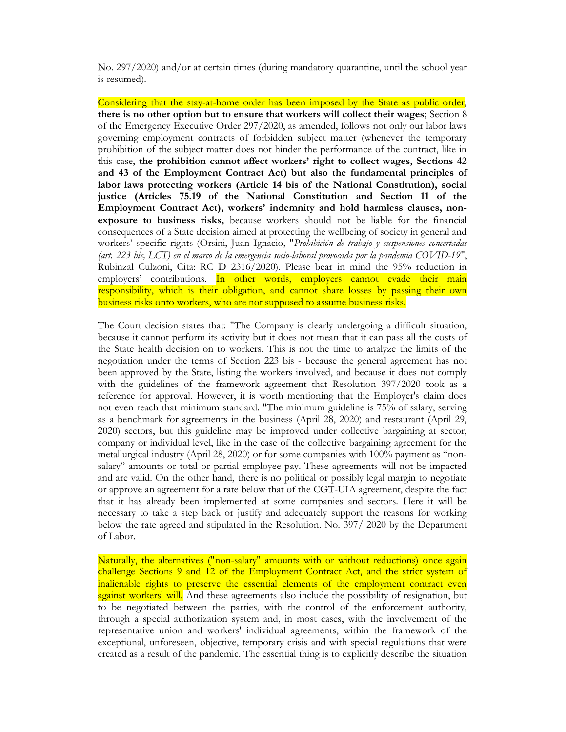No. 297/2020) and/or at certain times (during mandatory quarantine, until the school year is resumed).

Considering that the stay-at-home order has been imposed by the State as public order, **there is no other option but to ensure that workers will collect their wages**; Section 8 of the Emergency Executive Order 297/2020, as amended, follows not only our labor laws governing employment contracts of forbidden subject matter (whenever the temporary prohibition of the subject matter does not hinder the performance of the contract, like in this case, **the prohibition cannot affect workers' right to collect wages, Sections 42 and 43 of the Employment Contract Act) but also the fundamental principles of labor laws protecting workers (Article 14 bis of the National Constitution), social justice (Articles 75.19 of the National Constitution and Section 11 of the Employment Contract Act), workers' indemnity and hold harmless clauses, non-exposure to business risks,** because workers should not be liable for the financial consequences of a State decision aimed at protecting the wellbeing of society in general and workers' specific rights (Orsini, Juan Ignacio, "*Prohibición de trabajo y suspensiones concertadas (art. 223 bis, LCT) en el marco de la emergencia socio-laboral provocada por la pandemia COVID-19*", Rubinzal Culzoni, Cita: RC D 2316/2020). Please bear in mind the 95% reduction in employers' contributions. In other words, employers cannot evade their main responsibility, which is their obligation, and cannot share losses by passing their own business risks onto workers, who are not supposed to assume business risks.

The Court decision states that: "The Company is clearly undergoing a difficult situation, because it cannot perform its activity but it does not mean that it can pass all the costs of the State health decision on to workers. This is not the time to analyze the limits of the negotiation under the terms of Section 223 bis - because the general agreement has not been approved by the State, listing the workers involved, and because it does not comply with the guidelines of the framework agreement that Resolution 397/2020 took as a reference for approval. However, it is worth mentioning that the Employer's claim does not even reach that minimum standard. "The minimum guideline is 75% of salary, serving as a benchmark for agreements in the business (April 28, 2020) and restaurant (April 29, 2020) sectors, but this guideline may be improved under collective bargaining at sector, company or individual level, like in the case of the collective bargaining agreement for the metallurgical industry (April 28, 2020) or for some companies with 100% payment as "non-salary" amounts or total or partial employee pay. These agreements will not be impacted and are valid. On the other hand, there is no political or possibly legal margin to negotiate or approve an agreement for a rate below that of the CGT-UIA agreement, despite the fact that it has already been implemented at some companies and sectors. Here it will be necessary to take a step back or justify and adequately support the reasons for working below the rate agreed and stipulated in the Resolution. No. 397/ 2020 by the Department of Labor.

Naturally, the alternatives ("non-salary" amounts with or without reductions) once again challenge Sections 9 and 12 of the Employment Contract Act, and the strict system of inalienable rights to preserve the essential elements of the employment contract even against workers' will. And these agreements also include the possibility of resignation, but to be negotiated between the parties, with the control of the enforcement authority, through a special authorization system and, in most cases, with the involvement of the representative union and workers' individual agreements, within the framework of the exceptional, unforeseen, objective, temporary crisis and with special regulations that were created as a result of the pandemic. The essential thing is to explicitly describe the situation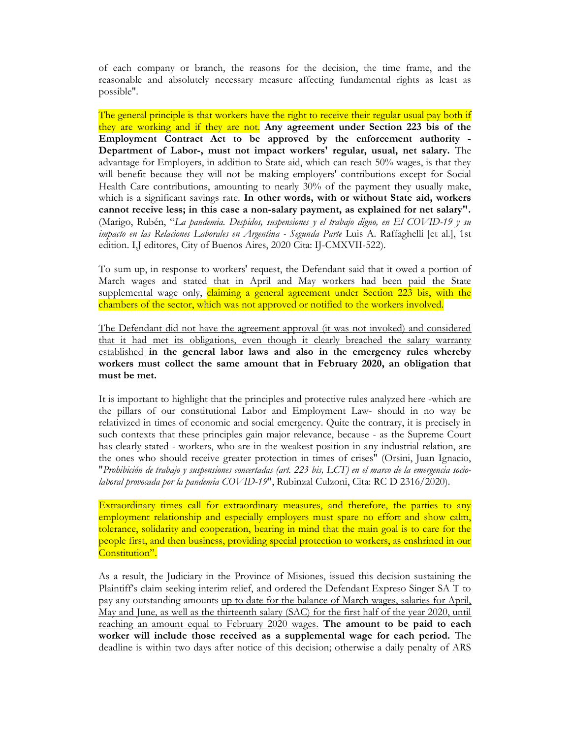of each company or branch, the reasons for the decision, the time frame, and the reasonable and absolutely necessary measure affecting fundamental rights as least as possible".

The general principle is that workers have the right to receive their regular usual pay both if they are working and if they are not. **Any agreement under Section 223 bis of the Employment Contract Act to be approved by the enforcement authority - Department of Labor-, must not impact workers' regular, usual, net salary.** The advantage for Employers, in addition to State aid, which can reach 50% wages, is that they will benefit because they will not be making employers' contributions except for Social Health Care contributions, amounting to nearly 30% of the payment they usually make, which is a significant savings rate. **In other words, with or without State aid, workers cannot receive less; in this case a non-salary payment, as explained for net salary".** (Marigo, Rubén, "*La pandemia. Despidos, suspensiones y el trabajo digno, en El COVID-19 y su impacto en las Relaciones Laborales en Argentina - Segunda Parte* Luis A. Raffaghelli [et al.], 1st edition. I,J editores, City of Buenos Aires, 2020 Cita: IJ-CMXVII-522).

To sum up, in response to workers' request, the Defendant said that it owed a portion of March wages and stated that in April and May workers had been paid the State supplemental wage only, claiming a general agreement under Section 223 bis, with the chambers of the sector, which was not approved or notified to the workers involved.

The Defendant did not have the agreement approval (it was not invoked) and considered that it had met its obligations, even though it clearly breached the salary warranty established **in the general labor laws and also in the emergency rules whereby workers must collect the same amount that in February 2020, an obligation that must be met.**

It is important to highlight that the principles and protective rules analyzed here -which are the pillars of our constitutional Labor and Employment Law- should in no way be relativized in times of economic and social emergency. Quite the contrary, it is precisely in such contexts that these principles gain major relevance, because - as the Supreme Court has clearly stated - workers, who are in the weakest position in any industrial relation, are the ones who should receive greater protection in times of crises" (Orsini, Juan Ignacio, "*Prohibición de trabajo y suspensiones concertadas (art. 223 bis, LCT) en el marco de la emergencia socio-laboral provocada por la pandemia COVID-19*", Rubinzal Culzoni, Cita: RC D 2316/2020).

Extraordinary times call for extraordinary measures, and therefore, the parties to any employment relationship and especially employers must spare no effort and show calm, tolerance, solidarity and cooperation, bearing in mind that the main goal is to care for the people first, and then business, providing special protection to workers, as enshrined in our Constitution".

As a result, the Judiciary in the Province of Misiones, issued this decision sustaining the Plaintiff's claim seeking interim relief, and ordered the Defendant Expreso Singer SA T to pay any outstanding amounts up to date for the balance of March wages, salaries for April, May and June, as well as the thirteenth salary (SAC) for the first half of the year 2020, until reaching an amount equal to February 2020 wages. **The amount to be paid to each worker will include those received as a supplemental wage for each period.** The deadline is within two days after notice of this decision; otherwise a daily penalty of ARS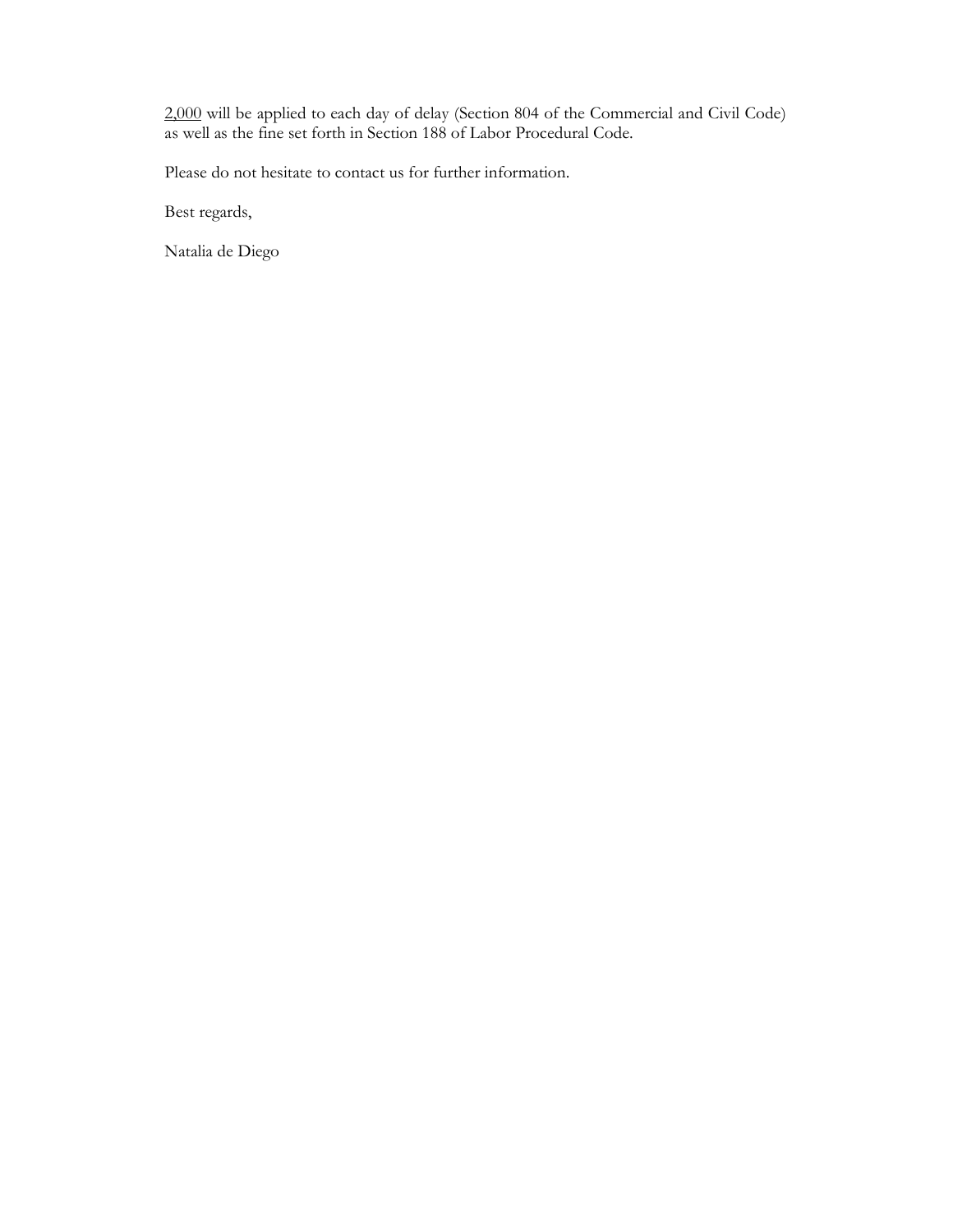<u>2,000</u> will be applied to each day of delay (Section 804 of the Commercial and Civil Code) as well as the fine set forth in Section 188 of Labor Procedural Code.

Please do not hesitate to contact us for further information.

Best regards,

Natalia de Diego